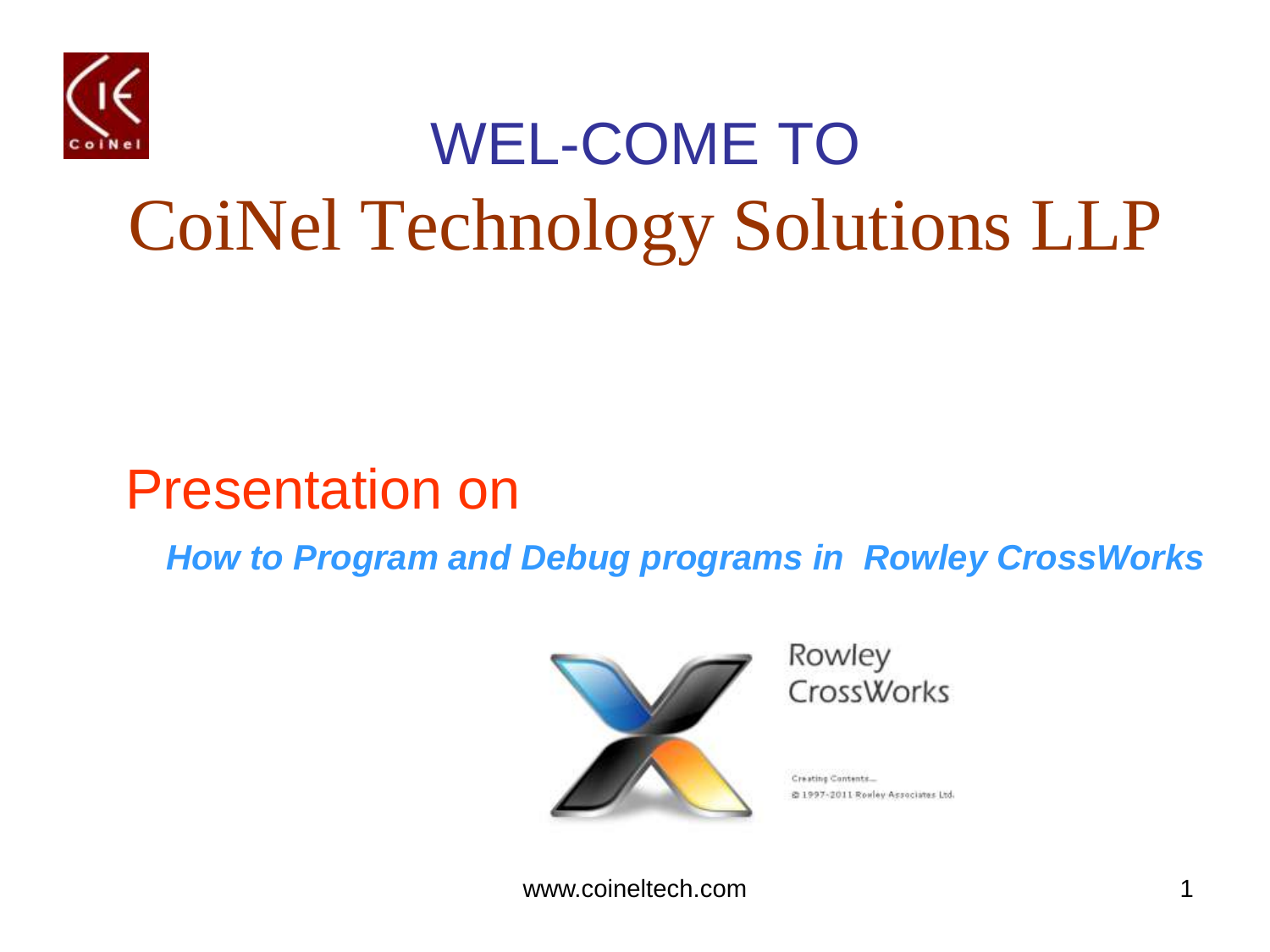# WEL-COME TO

# CoiNel Technology Solutions LLP

## Presentation on

***How to Program and Debug programs in Rowley CrossWorks***

Rowley CrossWorks

Creating Contents...
© 1997-2011 Rowley Associates Ltd.

www.coineltech.com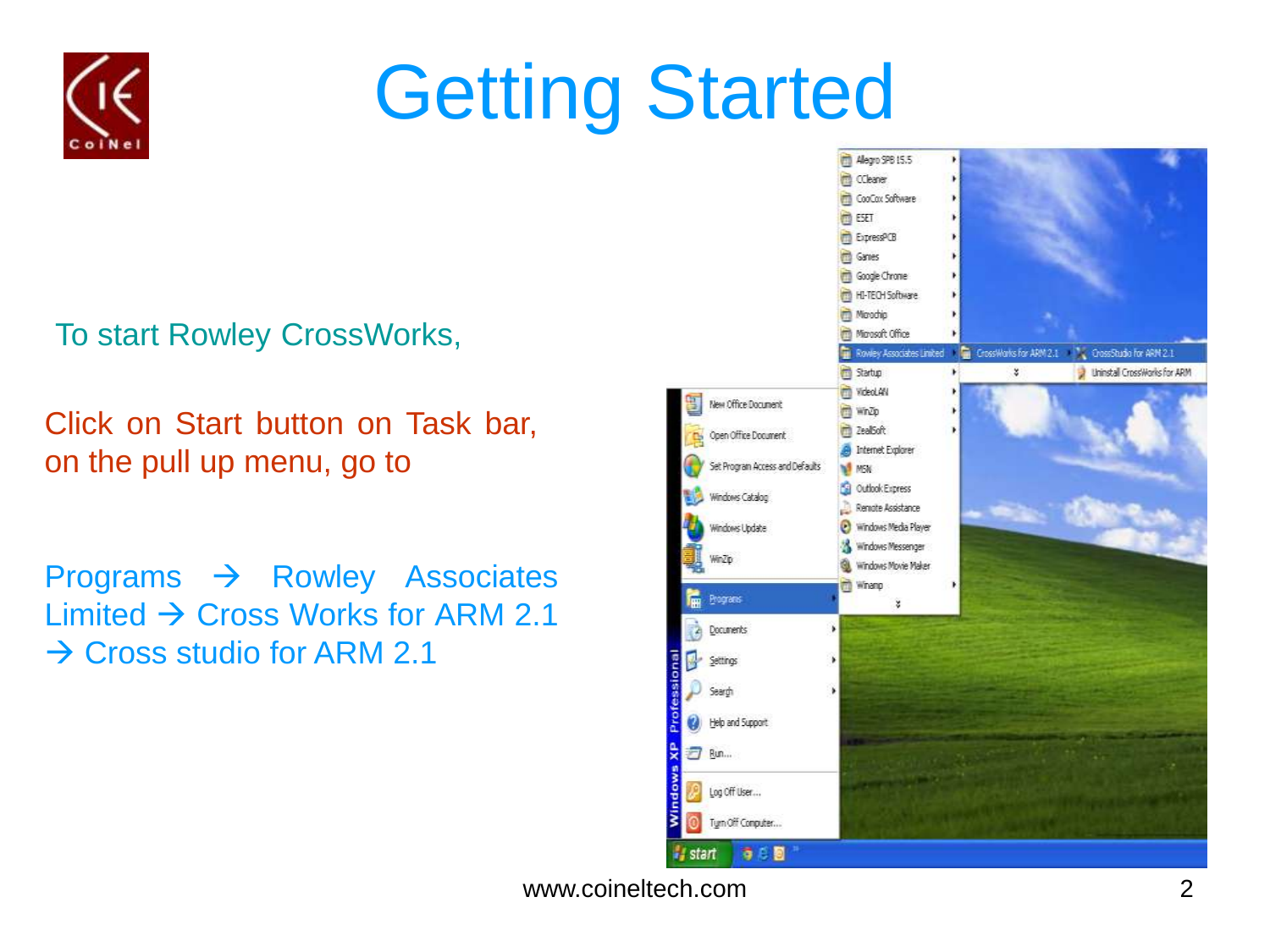# Getting Started

To start Rowley CrossWorks,

Click on Start button on Task bar, on the pull up menu, go to

Programs → Rowley Associates Limited → Cross Works for ARM 2.1 → Cross studio for ARM 2.1

www.coineltech.com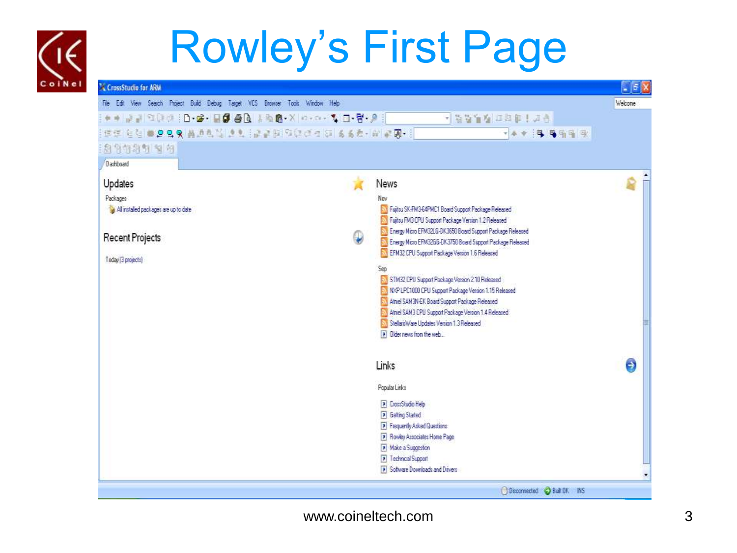# Rowley's First Page

CrossStudio for ARM

File Edit View Search Project Build Debug Target VCS Browser Tools Window Help

Welcome

Dashboard

## Updates

Packages

All installed packages are up to date

## Recent Projects

Today (3 projects)

## News

Nov

- Fujitsu SK-FM3-64PMC1 Board Support Package Released
- Fujitsu FM3 CPU Support Package Version 1.2 Released
- Energy Micro EFM32LG-DK3650 Board Support Package Released
- Energy Micro EFM32GG-DK3750 Board Support Package Released
- EFM32 CPU Support Package Version 1.6 Released

Sep

- STM32 CPU Support Package Version 2.10 Released
- NXP LPC1000 CPU Support Package Version 1.15 Released
- Atmel SAM3N-EK Board Support Package Released
- Atmel SAM3 CPU Support Package Version 1.4 Released
- StellarisWare Updates Version 1.3 Released
- Older news from the web...

## Links

Popular Links

- CrossStudio Help
- Getting Started
- Frequently Asked Questions
- Rowley Associates Home Page
- Make a Suggestion
- Technical Support
- Software Downloads and Drivers

Disconnected Built OK INS

www.coineltech.com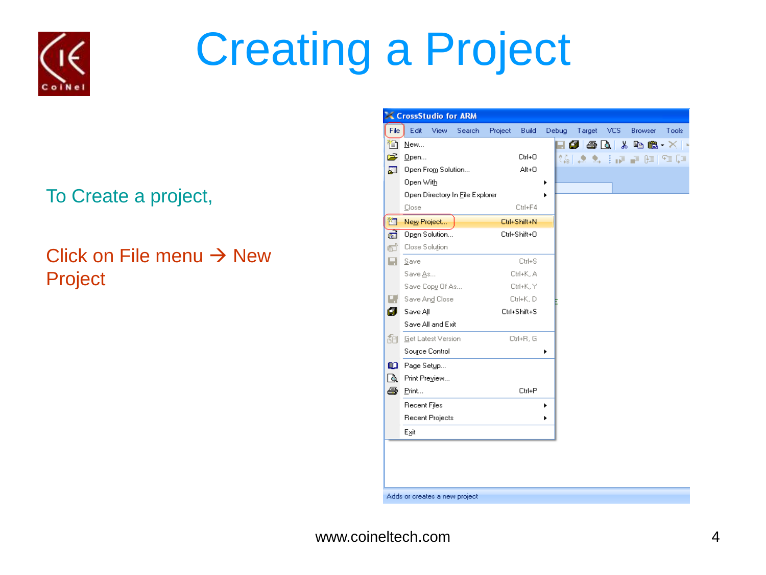# Creating a Project

To Create a project,

Click on File menu → New Project

www.coineltech.com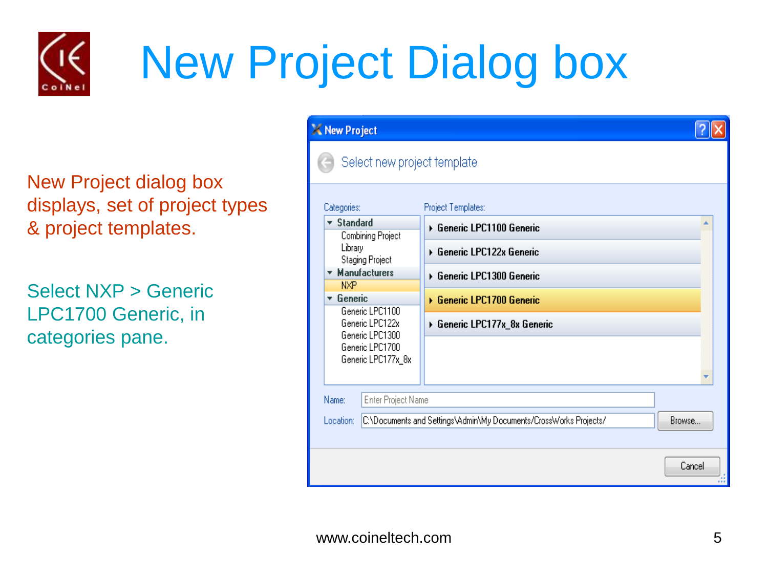# New Project Dialog box

New Project dialog box displays, set of project types & project templates.

Select NXP > Generic LPC1700 Generic, in categories pane.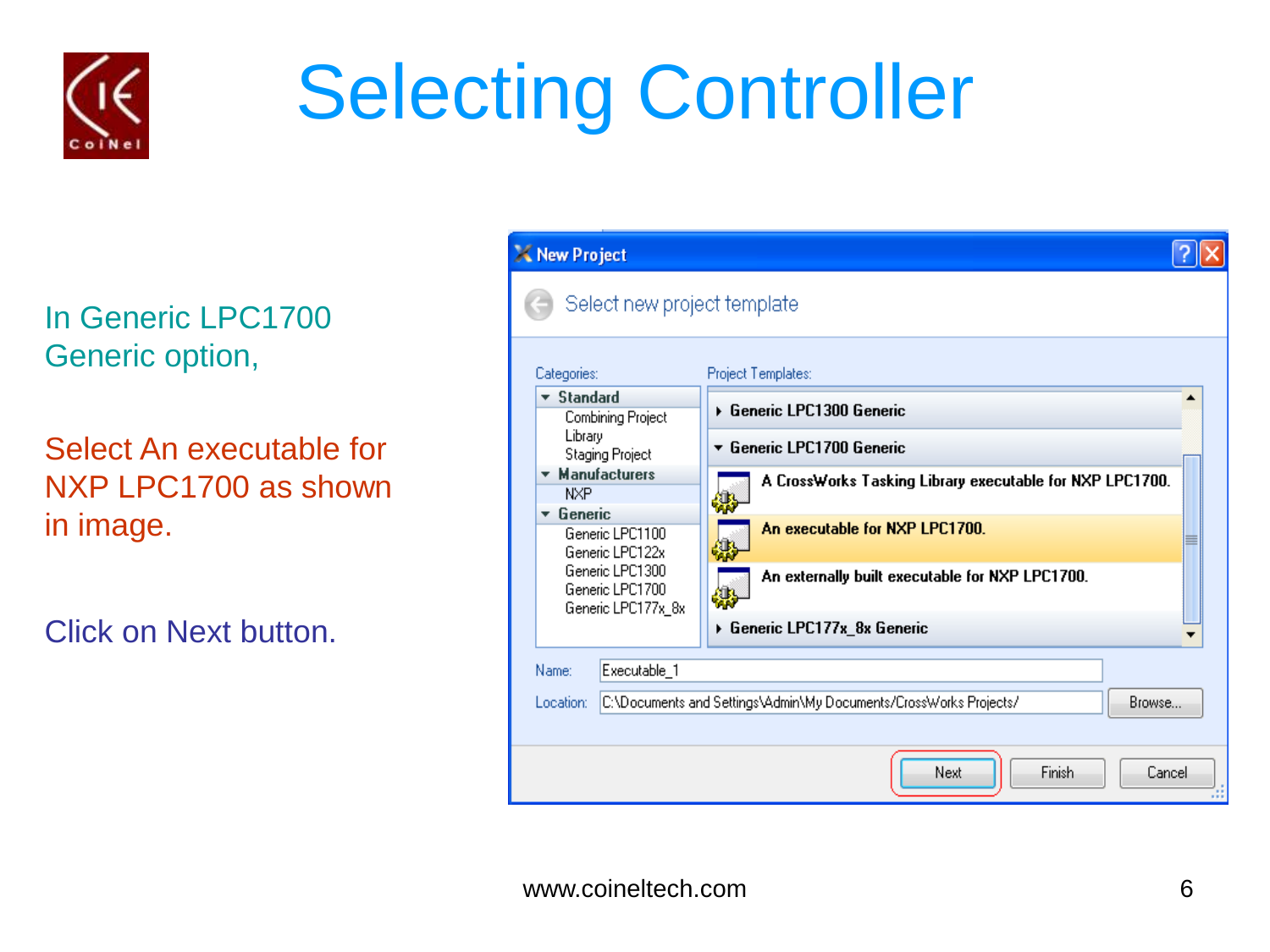# Selecting Controller

In Generic LPC1700 Generic option,

Select An executable for NXP LPC1700 as shown in image.

Click on Next button.

www.coineltech.com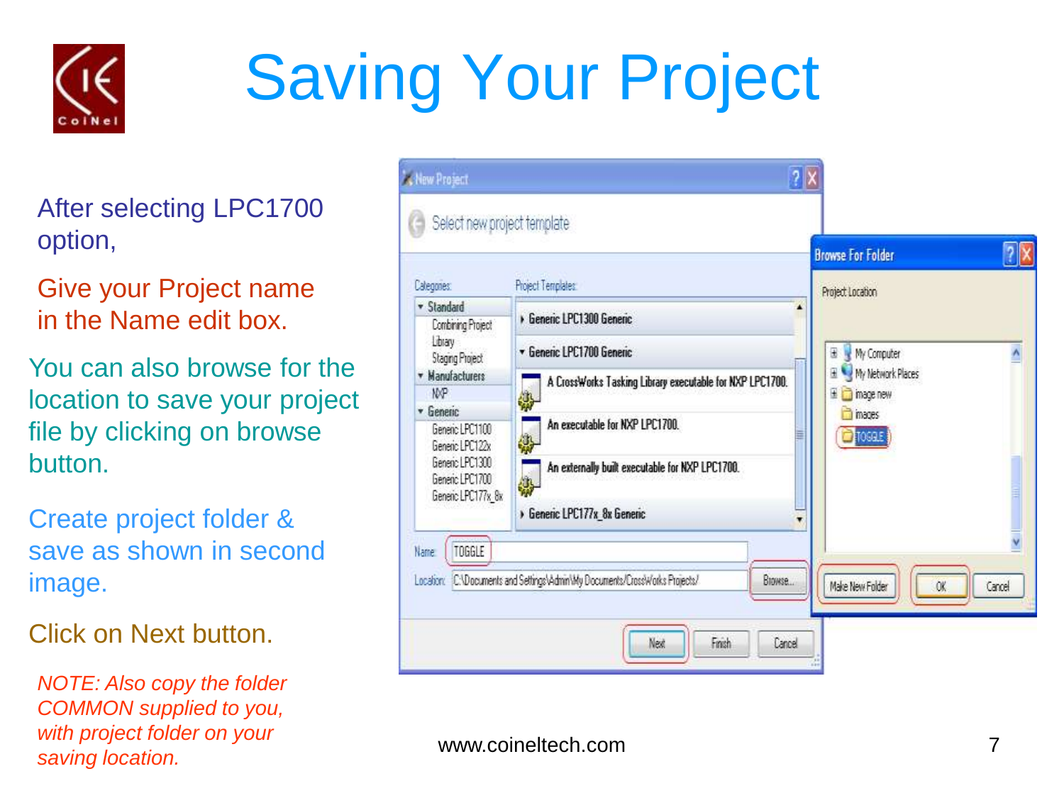# Saving Your Project

After selecting LPC1700 option,

Give your Project name in the Name edit box.

You can also browse for the location to save your project file by clicking on browse button.

Create project folder & save as shown in second image.

Click on Next button.

*NOTE: Also copy the folder COMMON supplied to you, with project folder on your saving location.*

www.coineltech.com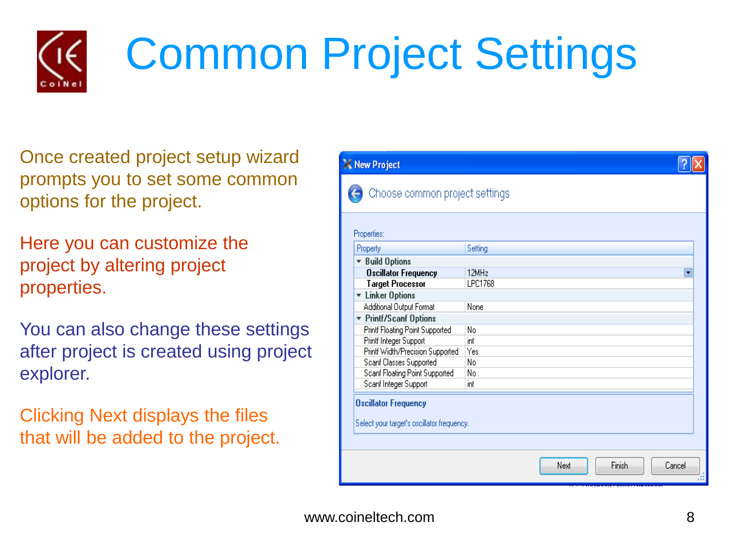# Common Project Settings

Once created project setup wizard prompts you to set some common options for the project.

Here you can customize the project by altering project properties.

You can also change these settings after project is created using project explorer.

Clicking Next displays the files that will be added to the project.

**New Project**

Choose common project settings

Properties:

| Property | Setting |
|---|---|
| **Build Options** | |
| **Oscillator Frequency** | 12MHz |
| **Target Processor** | LPC1768 |
| **Linker Options** | |
| Additional Output Format | None |
| **Printf/Scanf Options** | |
| Printf Floating Point Supported | No |
| Printf Integer Support | int |
| Printf Width/Precision Supported | Yes |
| Scanf Classes Supported | No |
| Scanf Floating Point Supported | No |
| Scanf Integer Support | int |

**Oscillator Frequency**

Select your target's oscillator frequency.

Next | Finish | Cancel

www.coineltech.com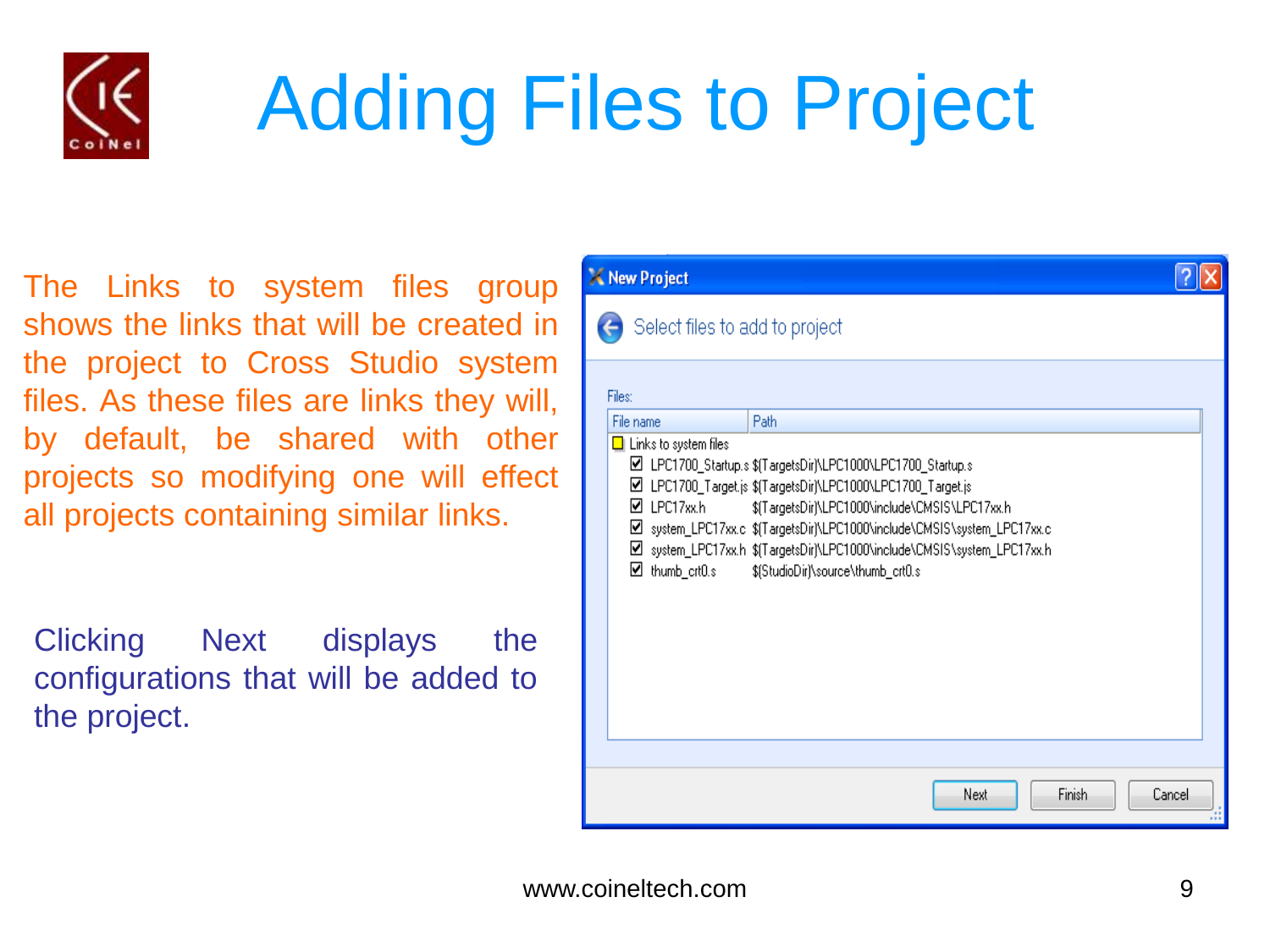# Adding Files to Project

The Links to system files group shows the links that will be created in the project to Cross Studio system files. As these files are links they will, by default, be shared with other projects so modifying one will effect all projects containing similar links.

Clicking Next displays the configurations that will be added to the project.

**New Project**

Select files to add to project

Files:

| File name | Path |
| --- | --- |
| Links to system files | |
| LPC1700_Startup.s | $(TargetsDir)\LPC1000\LPC1700_Startup.s |
| LPC1700_Target.js | $(TargetsDir)\LPC1000\LPC1700_Target.js |
| LPC17xx.h | $(TargetsDir)\LPC1000\include\CMSIS\LPC17xx.h |
| system_LPC17xx.c | $(TargetsDir)\LPC1000\include\CMSIS\system_LPC17xx.c |
| system_LPC17xx.h | $(TargetsDir)\LPC1000\include\CMSIS\system_LPC17xx.h |
| thumb_crt0.s | $(StudioDir)\source\thumb_crt0.s |

Next | Finish | Cancel

www.coineltech.com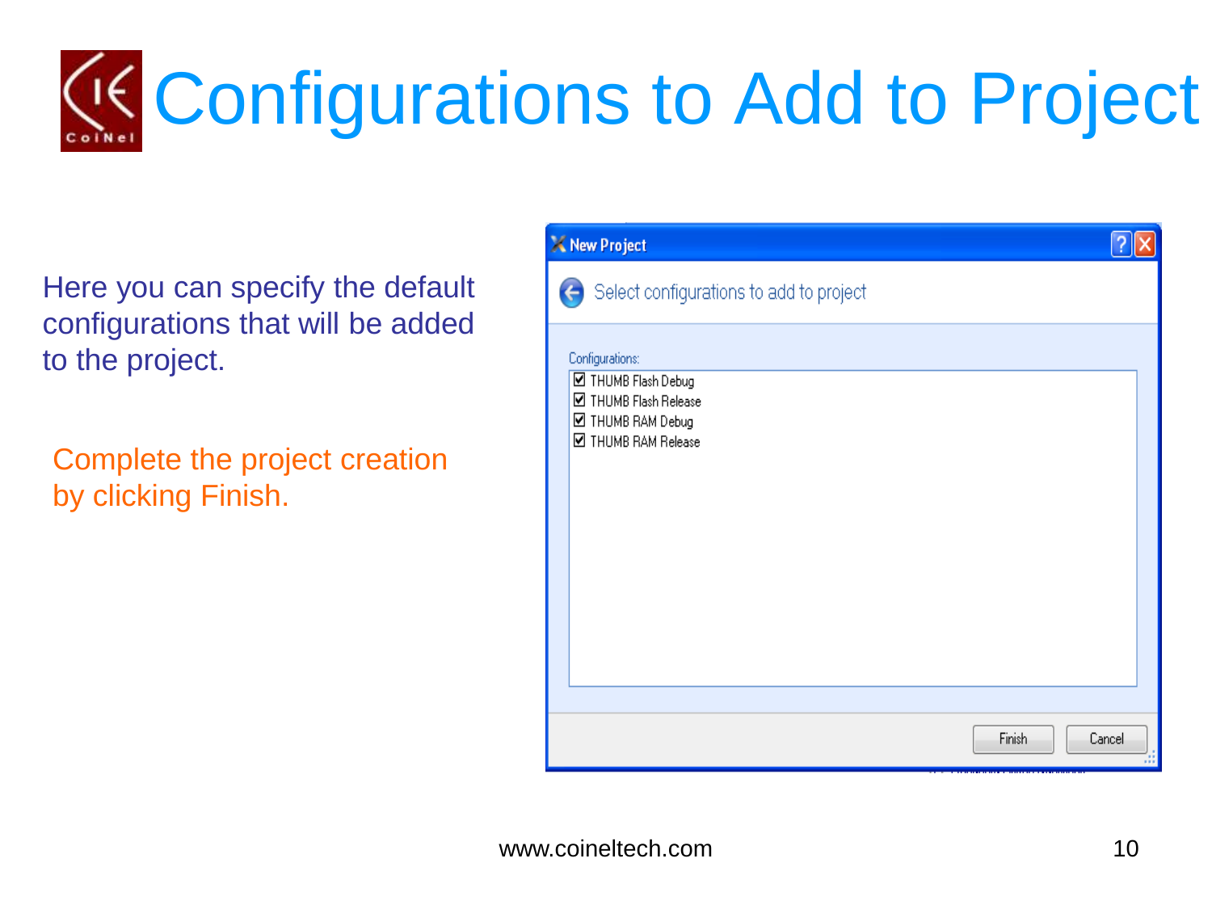# Configurations to Add to Project

Here you can specify the default configurations that will be added to the project.

Complete the project creation by clicking Finish.

New Project

Select configurations to add to project

Configurations:

- [x] THUMB Flash Debug
- [x] THUMB Flash Release
- [x] THUMB RAM Debug
- [x] THUMB RAM Release

Finish Cancel

www.coineltech.com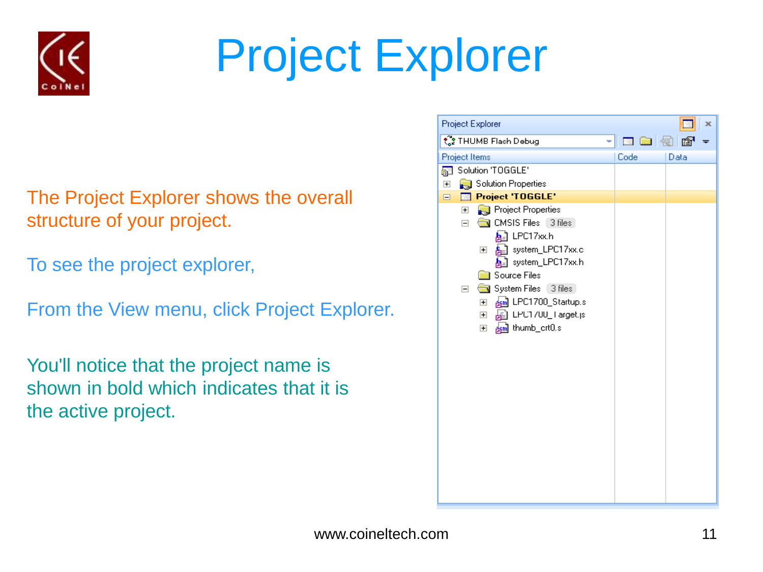# Project Explorer

The Project Explorer shows the overall structure of your project.

To see the project explorer,

From the View menu, click Project Explorer.

You'll notice that the project name is shown in bold which indicates that it is the active project.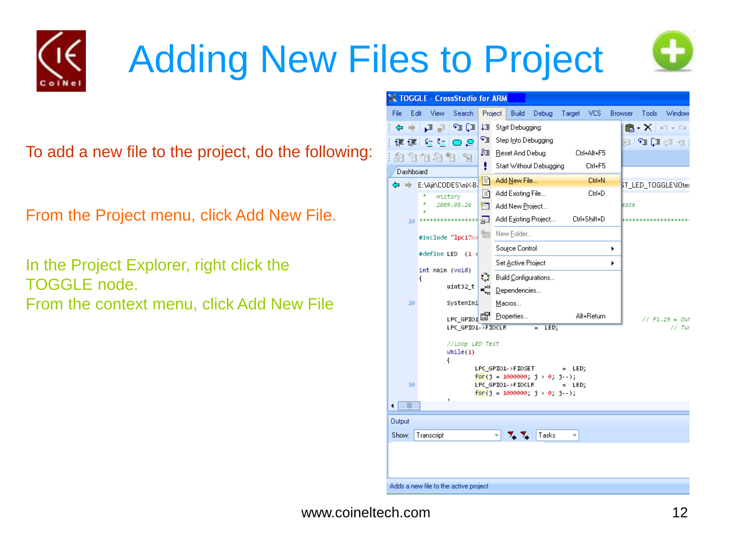# Adding New Files to Project

To add a new file to the project, do the following:

From the Project menu, click Add New File.

In the Project Explorer, right click the TOGGLE node.
From the context menu, click Add New File

www.coineltech.com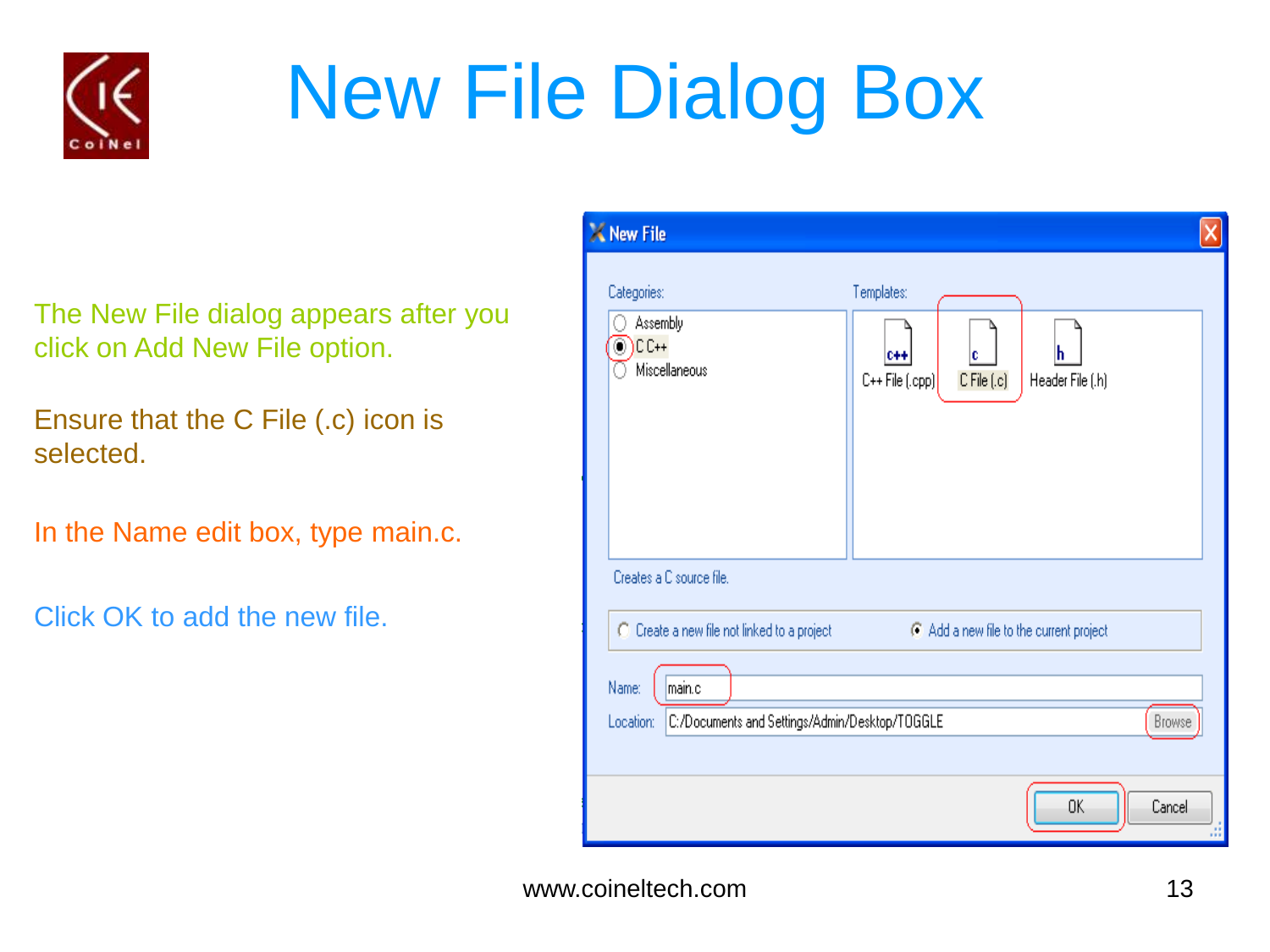# New File Dialog Box

The New File dialog appears after you click on Add New File option.

Ensure that the C File (.c) icon is selected.

In the Name edit box, type main.c.

Click OK to add the new file.

www.coineltech.com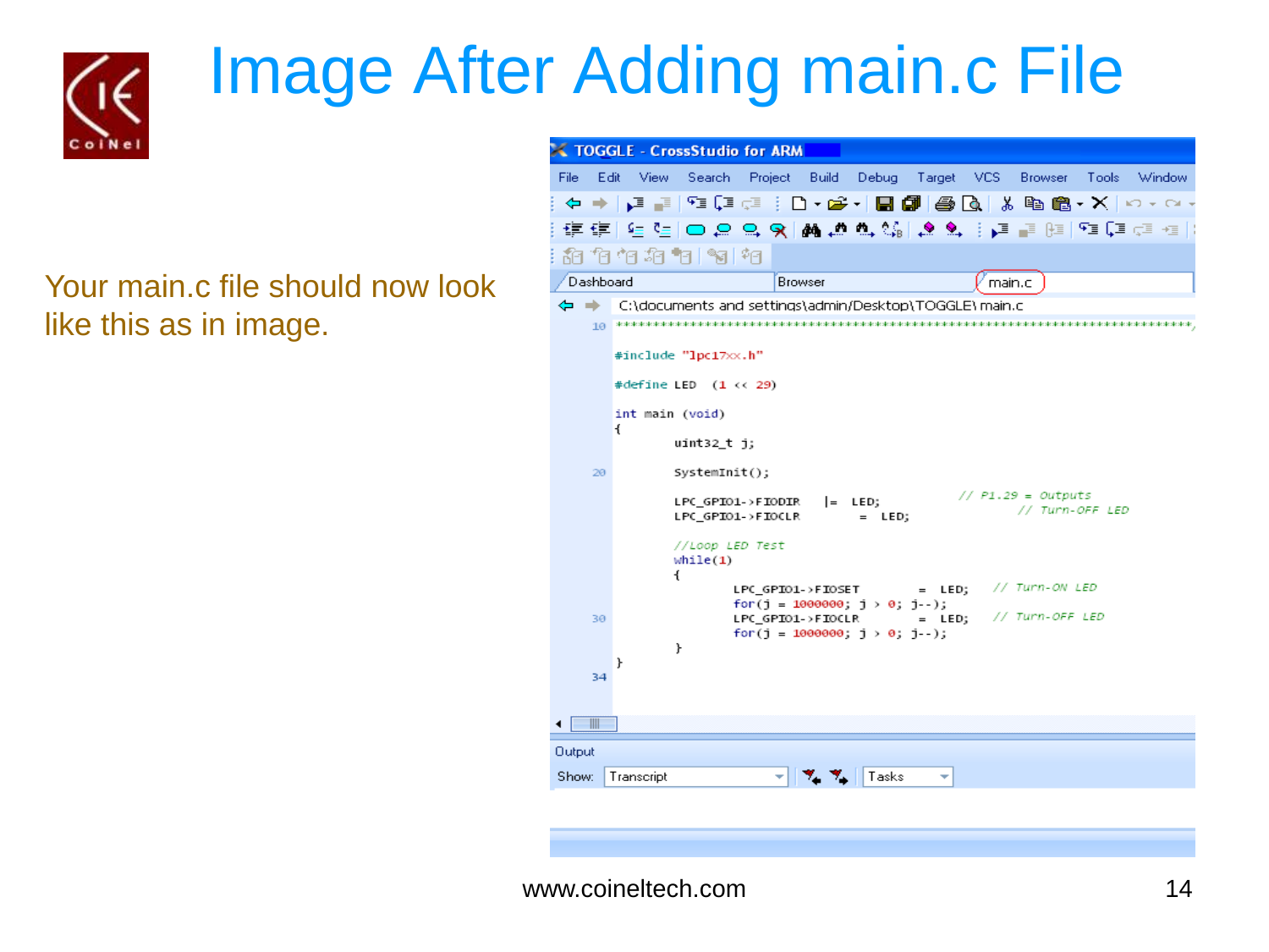# Image After Adding main.c File

Your main.c file should now look like this as in image.

TOGGLE - CrossStudio for ARM

File Edit View Search Project Build Debug Target VCS Browser Tools Window

Dashboard | Browser | main.c

C:\documents and settings\admin\Desktop\TOGGLE\ main.c

```c
/*****************************************************************************/

#include "lpc17xx.h"

#define LED   (1 << 29)

int main (void)
{
        uint32_t j;

        SystemInit();

        LPC_GPIO1->FIODIR    |=  LED;          // P1.29 = Outputs
        LPC_GPIO1->FIOCLR        =  LED;          // Turn-OFF LED

        //Loop LED Test
        while(1)
        {
                LPC_GPIO1->FIOSET        =  LED;   // Turn-ON LED
                for(j = 1000000; j > 0; j--);
                LPC_GPIO1->FIOCLR        =  LED;   // Turn-OFF LED
                for(j = 1000000; j > 0; j--);
        }
}
```

Output

Show: Transcript | Tasks

www.coineltech.com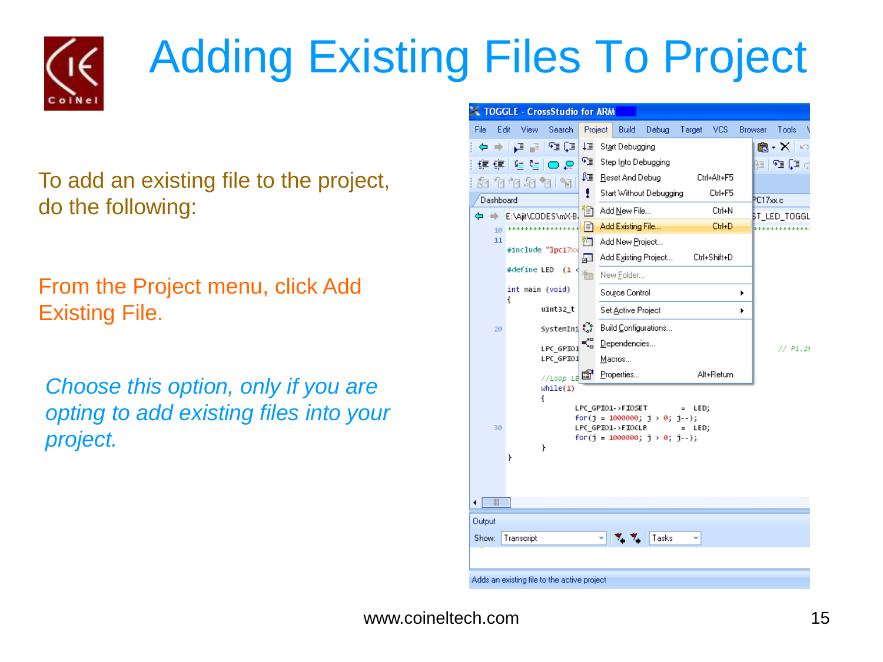# Adding Existing Files To Project

To add an existing file to the project, do the following:

From the Project menu, click Add Existing File.

*Choose this option, only if you are opting to add existing files into your project.*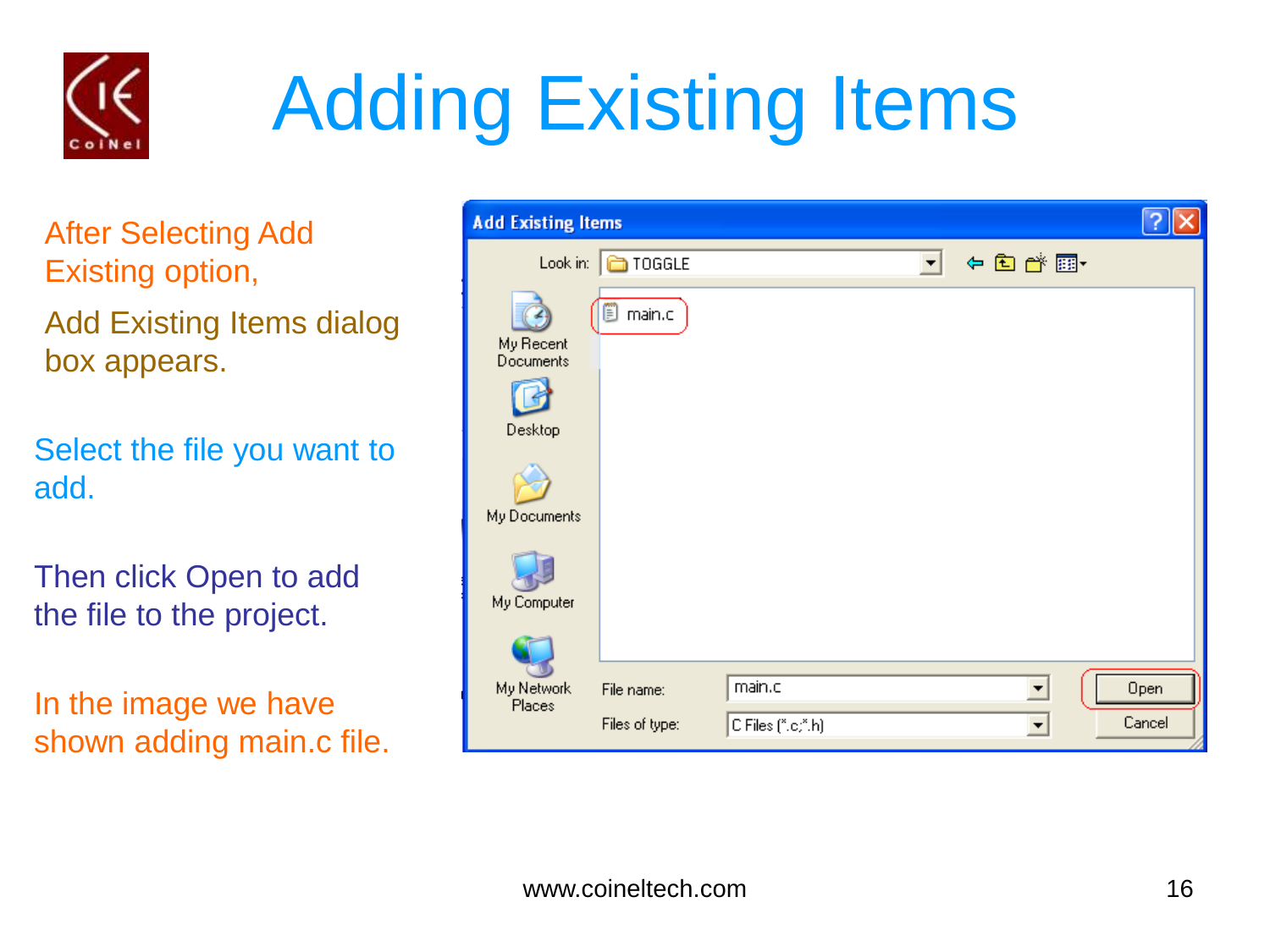# Adding Existing Items

After Selecting Add Existing option,

Add Existing Items dialog box appears.

Select the file you want to add.

Then click Open to add the file to the project.

In the image we have shown adding main.c file.

www.coineltech.com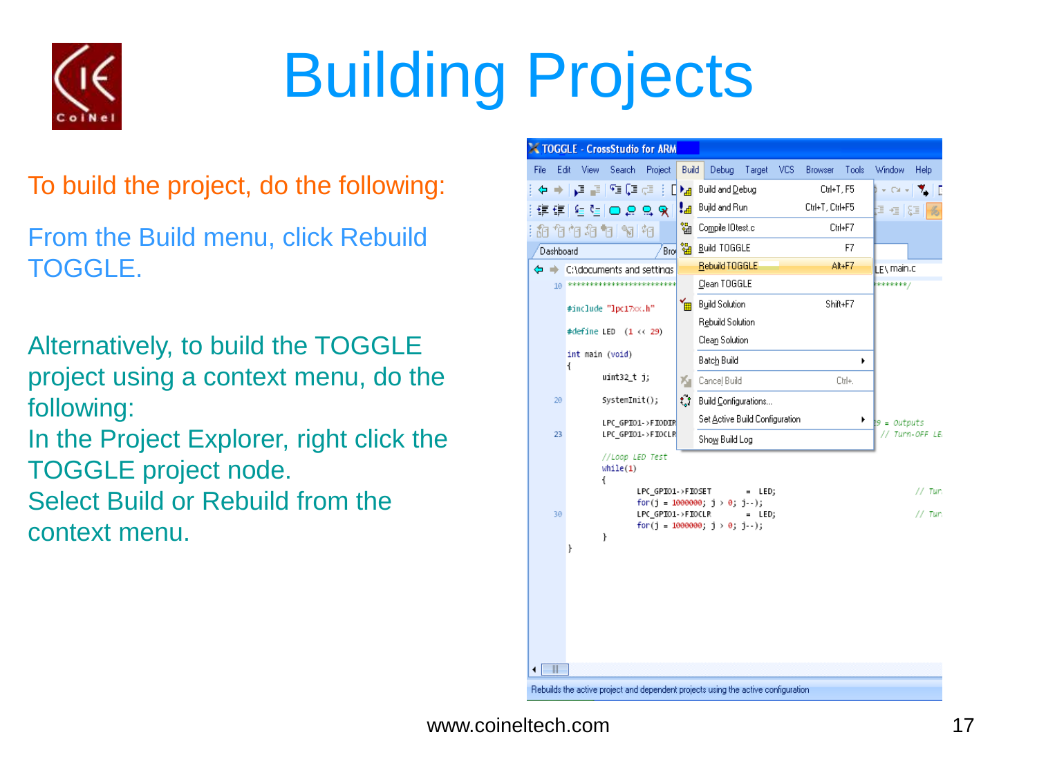# Building Projects

To build the project, do the following:

From the Build menu, click Rebuild TOGGLE.

Alternatively, to build the TOGGLE project using a context menu, do the following:
In the Project Explorer, right click the TOGGLE project node.
Select Build or Rebuild from the context menu.

www.coineltech.com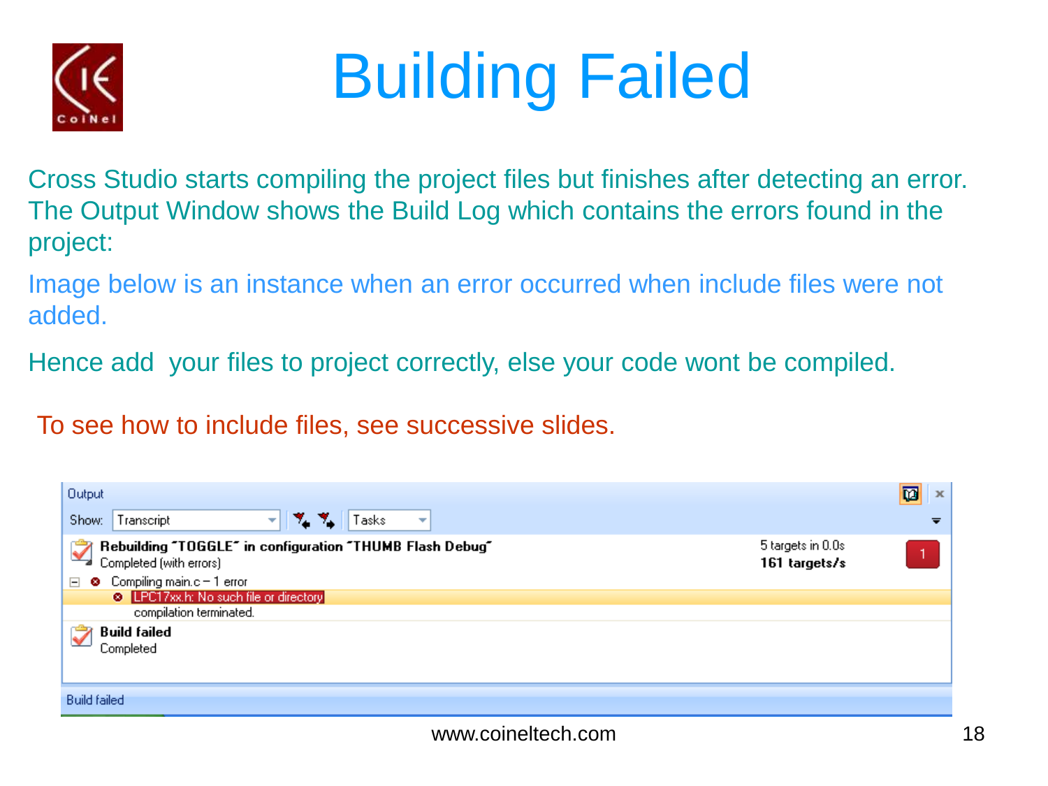# Building Failed

Cross Studio starts compiling the project files but finishes after detecting an error. The Output Window shows the Build Log which contains the errors found in the project:

Image below is an instance when an error occurred when include files were not added.

Hence add your files to project correctly, else your code wont be compiled.

To see how to include files, see successive slides.

Output

Show: Transcript | Tasks

**Rebuilding "TOGGLE" in configuration "THUMB Flash Debug"**
Completed (with errors)

5 targets in 0.0s
**161 targets/s**

Compiling main.c – 1 error
LPC17xx.h: No such file or directory
compilation terminated.

**Build failed**
Completed

Build failed

www.coineltech.com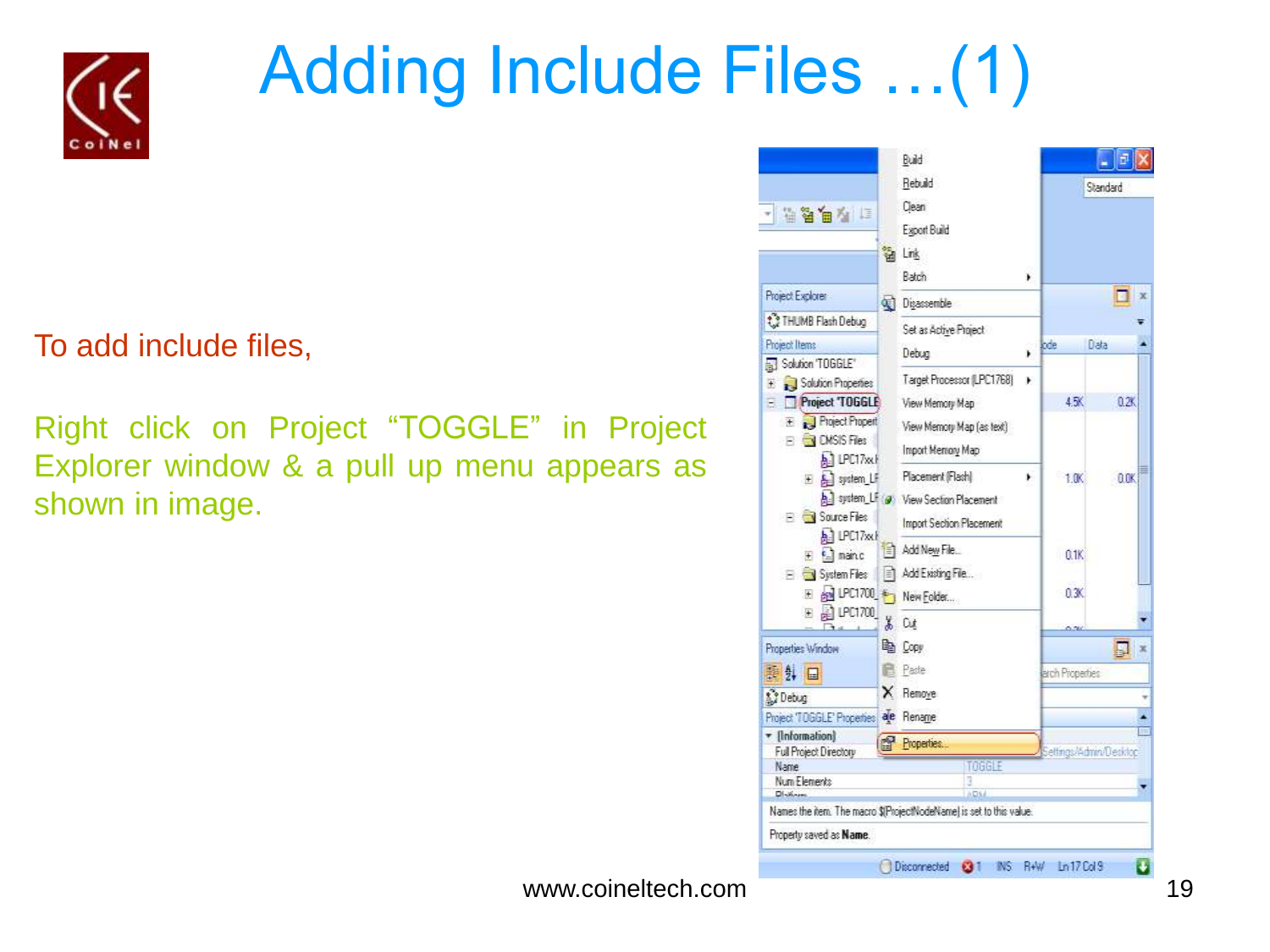# Adding Include Files …(1)

To add include files,

Right click on Project "TOGGLE" in Project Explorer window & a pull up menu appears as shown in image.

www.coineltech.com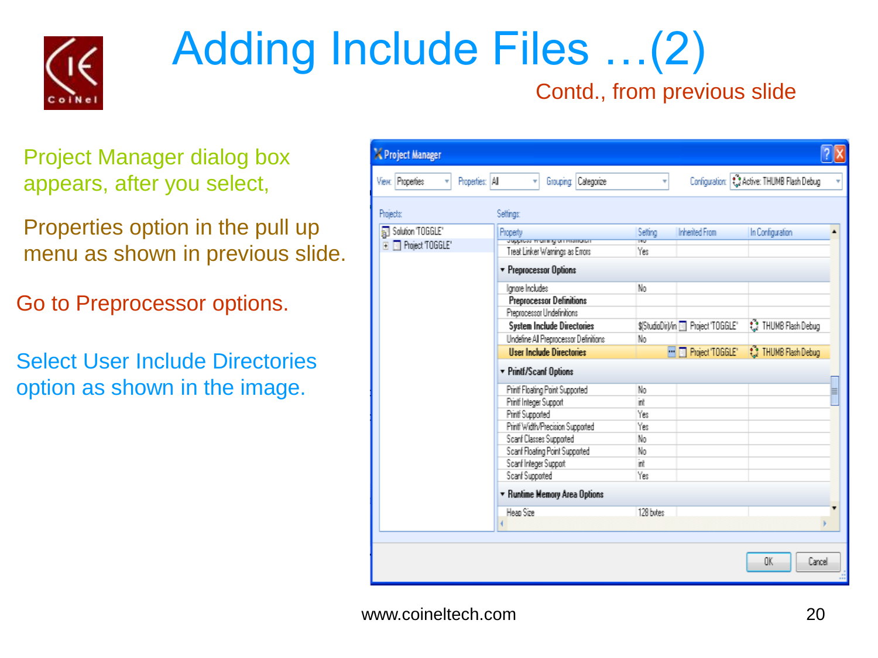# Adding Include Files …(2)

Contd., from previous slide

Project Manager dialog box appears, after you select,

Properties option in the pull up menu as shown in previous slide.

Go to Preprocessor options.

Select User Include Directories option as shown in the image.

www.coineltech.com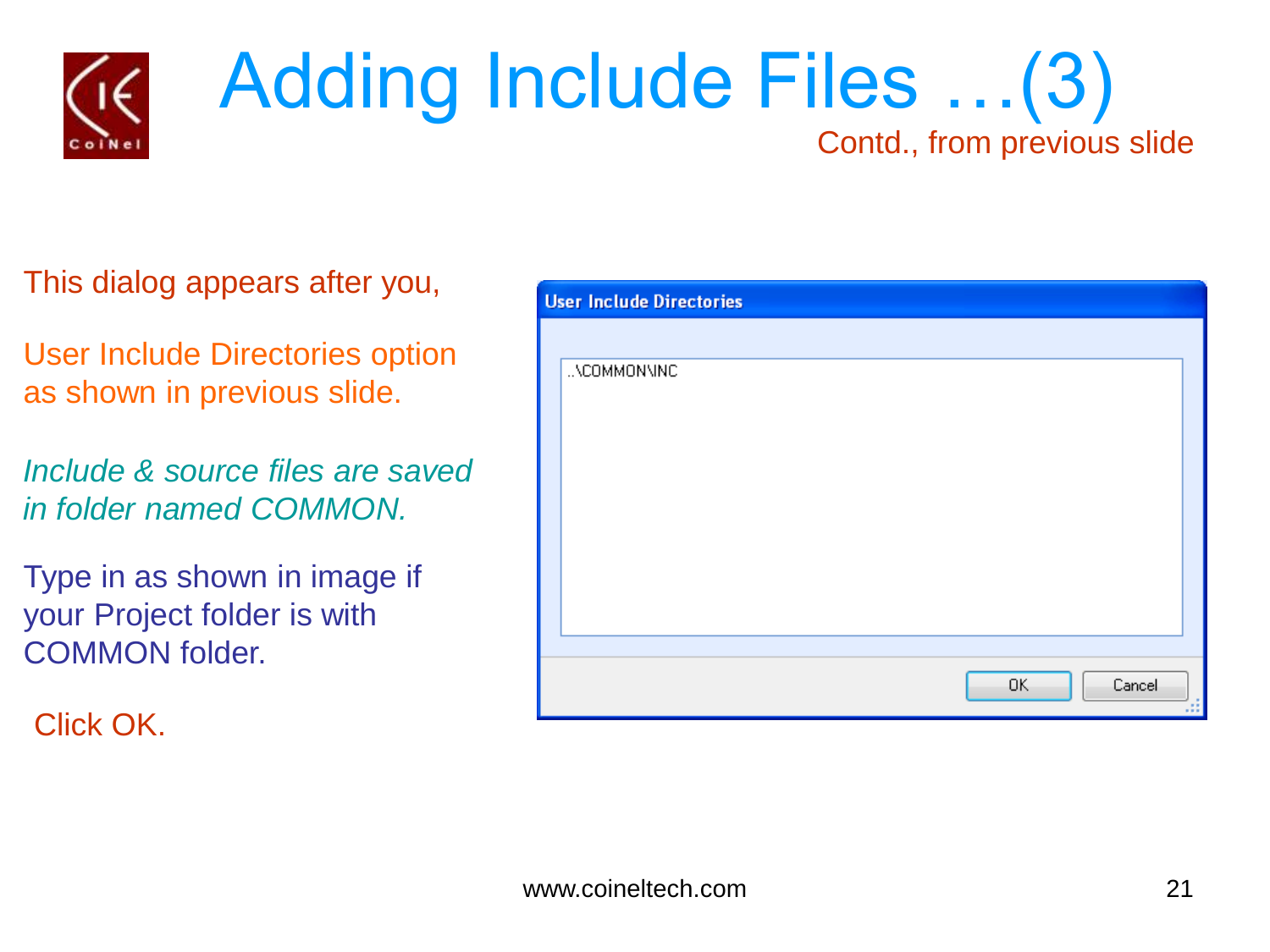# Adding Include Files ...(3)

Contd., from previous slide

This dialog appears after you,

User Include Directories option as shown in previous slide.

*Include & source files are saved in folder named COMMON.*

Type in as shown in image if your Project folder is with COMMON folder.

Click OK.

**User Include Directories**

..\COMMON\INC

OK | Cancel

www.coineltech.com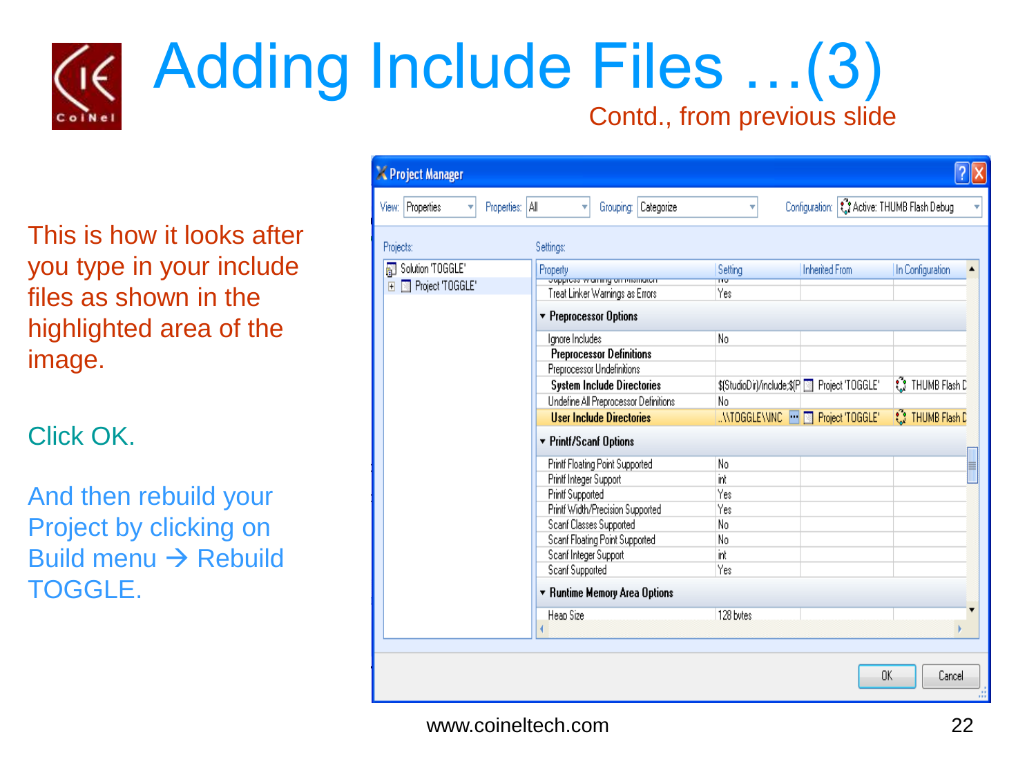# Adding Include Files …(3)

Contd., from previous slide

This is how it looks after you type in your include files as shown in the highlighted area of the image.

Click OK.

And then rebuild your Project by clicking on Build menu → Rebuild TOGGLE.

www.coineltech.com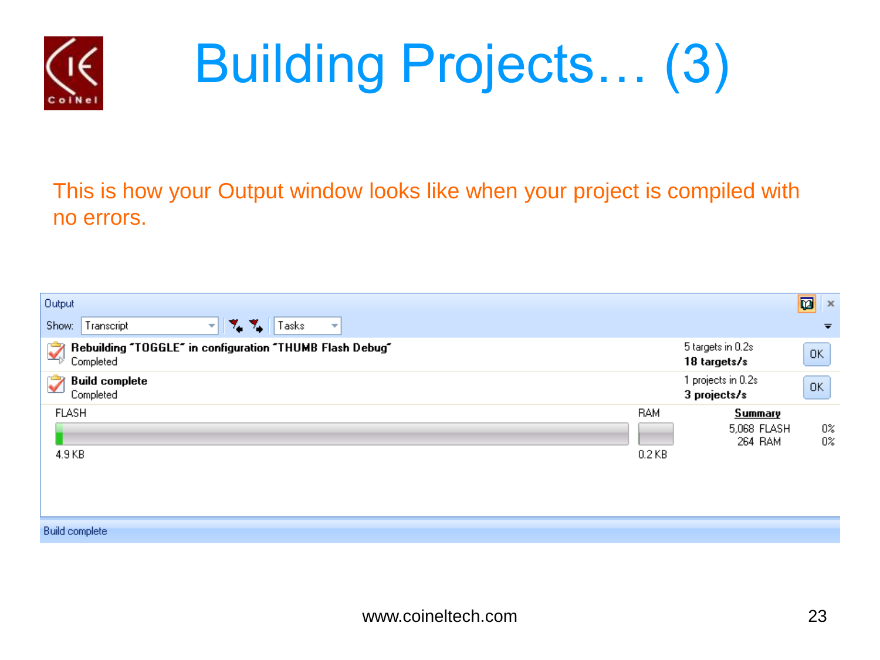# Building Projects… (3)

This is how your Output window looks like when your project is compiled with no errors.

Output

Show: Transcript | Tasks

**Rebuilding "TOGGLE" in configuration "THUMB Flash Debug"**
Completed — 5 targets in 0.2s, **18 targets/s** — OK

**Build complete**
Completed — 1 projects in 0.2s, **3 projects/s** — OK

FLASH 4.9 KB | RAM 0.2 KB

**Summary**

| | | |
|---|---|---|
| 5,068 | FLASH | 0% |
| 264 | RAM | 0% |

Build complete

www.coineltech.com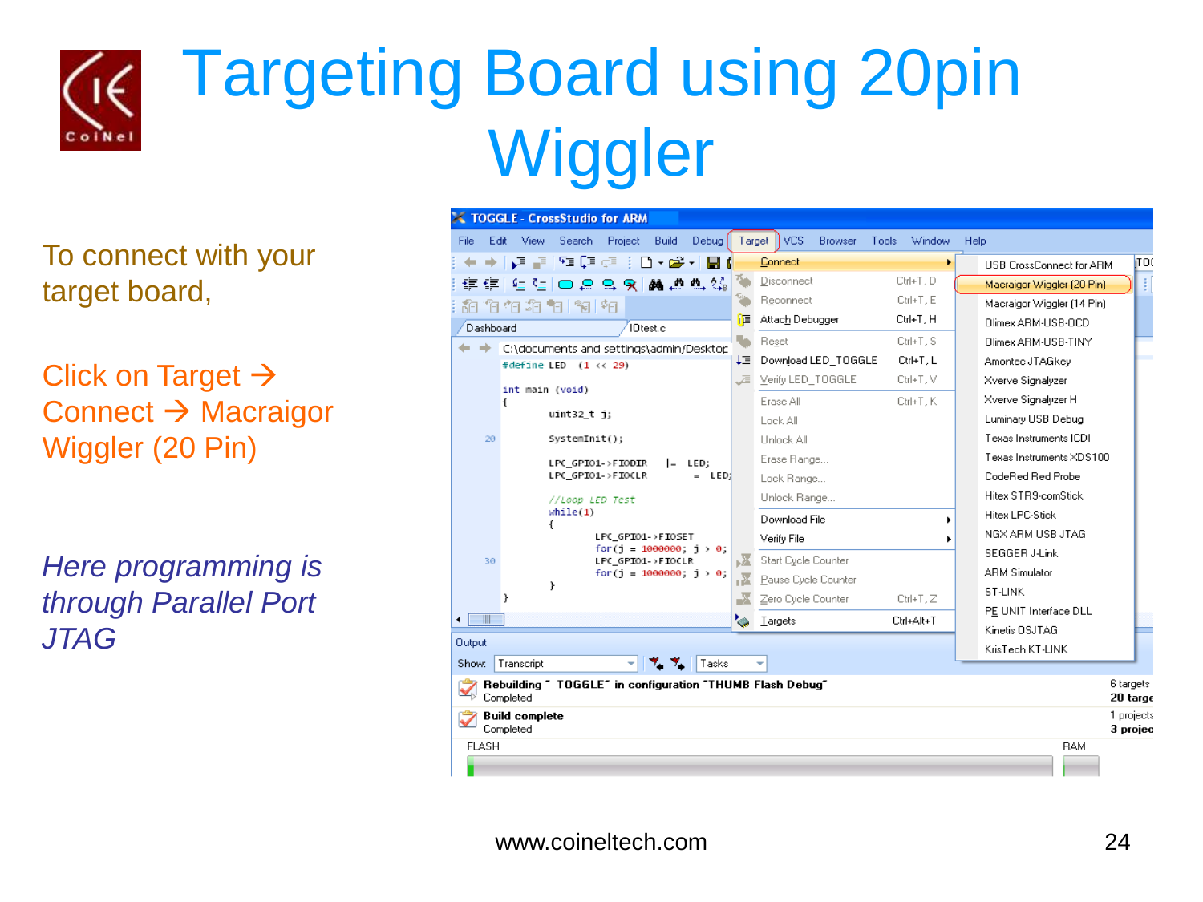# Targeting Board using 20pin Wiggler

To connect with your target board,

Click on Target → Connect → Macraigor Wiggler (20 Pin)

*Here programming is through Parallel Port JTAG*

www.coineltech.com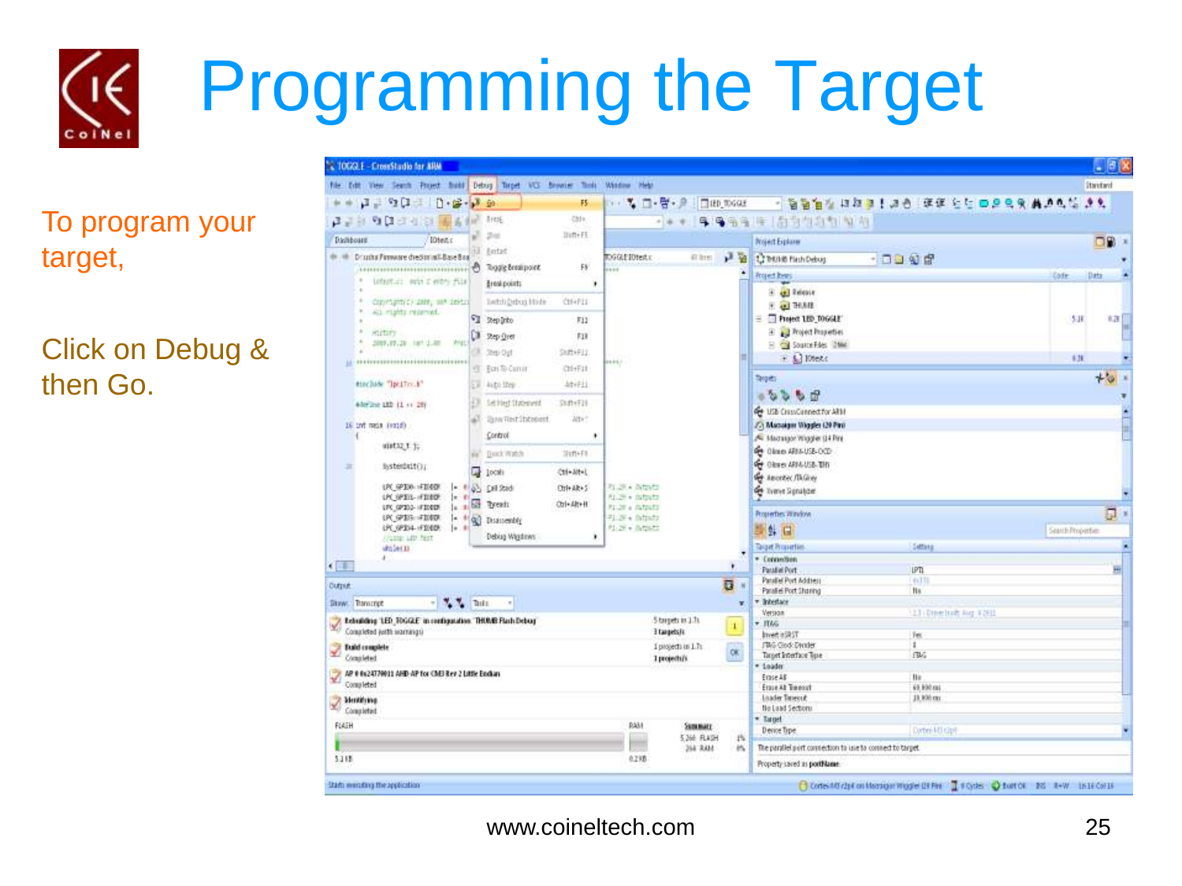# Programming the Target

To program your target,

Click on Debug & then Go.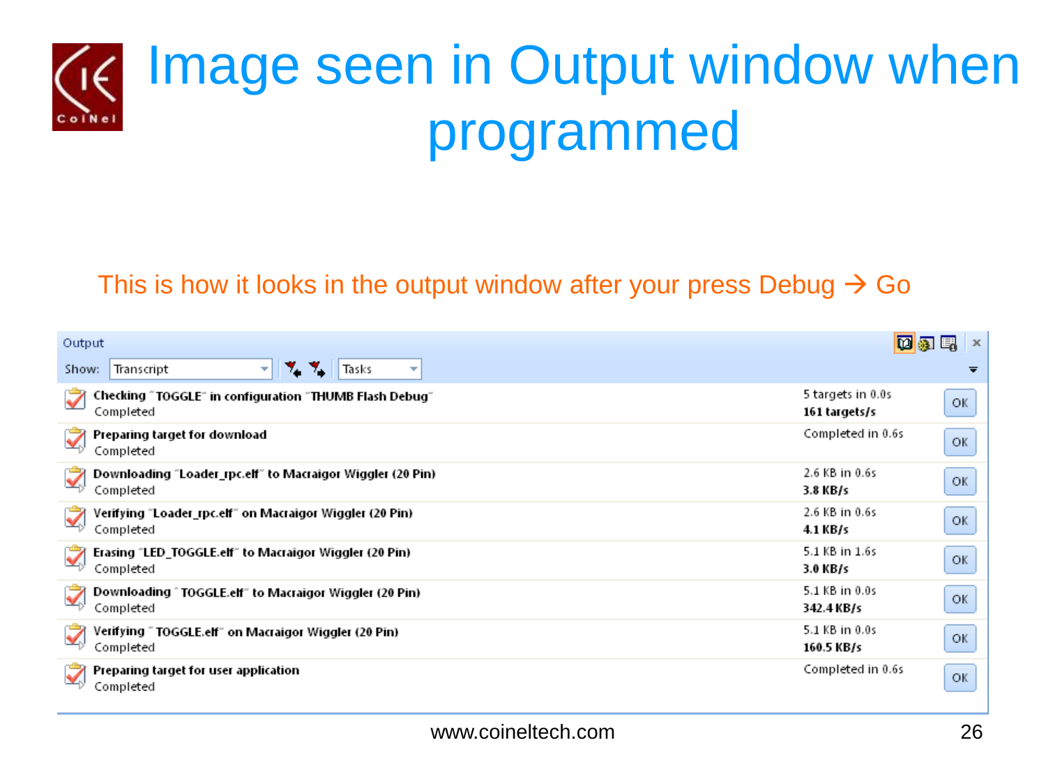# Image seen in Output window when programmed

This is how it looks in the output window after your press Debug → Go

Output

Show: Transcript | Tasks

| Task | Status | Result | |
|---|---|---|---|
| Checking "TOGGLE" in configuration "THUMB Flash Debug" | Completed | 5 targets in 0.0s<br>**161 targets/s** | OK |
| Preparing target for download | Completed | Completed in 0.6s | OK |
| Downloading "Loader_rpc.elf" to Macraigor Wiggler (20 Pin) | Completed | 2.6 KB in 0.6s<br>**3.8 KB/s** | OK |
| Verifying "Loader_rpc.elf" on Macraigor Wiggler (20 Pin) | Completed | 2.6 KB in 0.6s<br>**4.1 KB/s** | OK |
| Erasing "LED_TOGGLE.elf" to Macraigor Wiggler (20 Pin) | Completed | 5.1 KB in 1.6s<br>**3.0 KB/s** | OK |
| Downloading "TOGGLE.elf" to Macraigor Wiggler (20 Pin) | Completed | 5.1 KB in 0.0s<br>**342.4 KB/s** | OK |
| Verifying "TOGGLE.elf" on Macraigor Wiggler (20 Pin) | Completed | 5.1 KB in 0.0s<br>**160.5 KB/s** | OK |
| Preparing target for user application | Completed | Completed in 0.6s | OK |

www.coineltech.com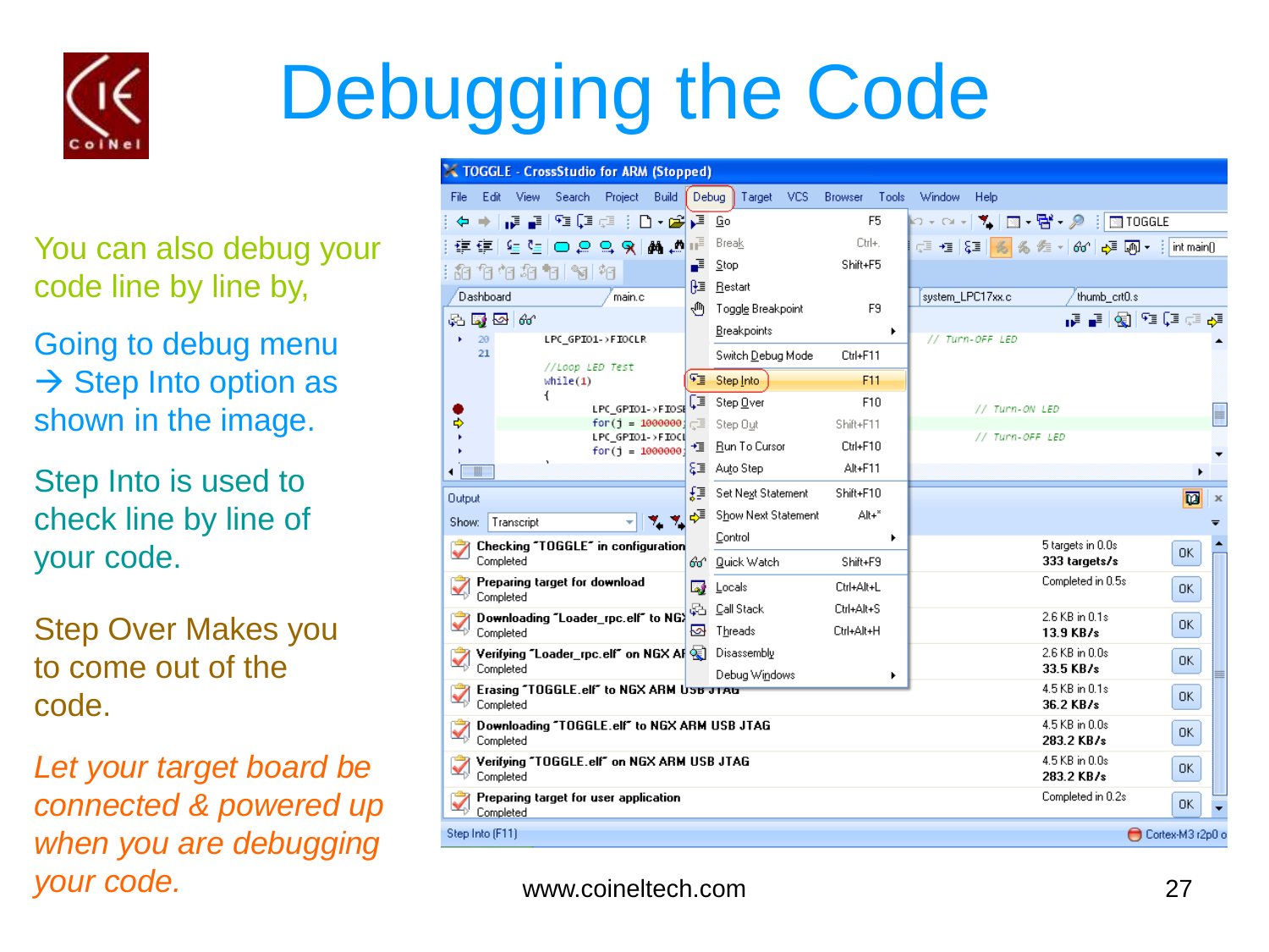# Debugging the Code

You can also debug your code line by line by,

Going to debug menu → Step Into option as shown in the image.

Step Into is used to check line by line of your code.

Step Over Makes you to come out of the code.

*Let your target board be connected & powered up when you are debugging your code.*

www.coineltech.com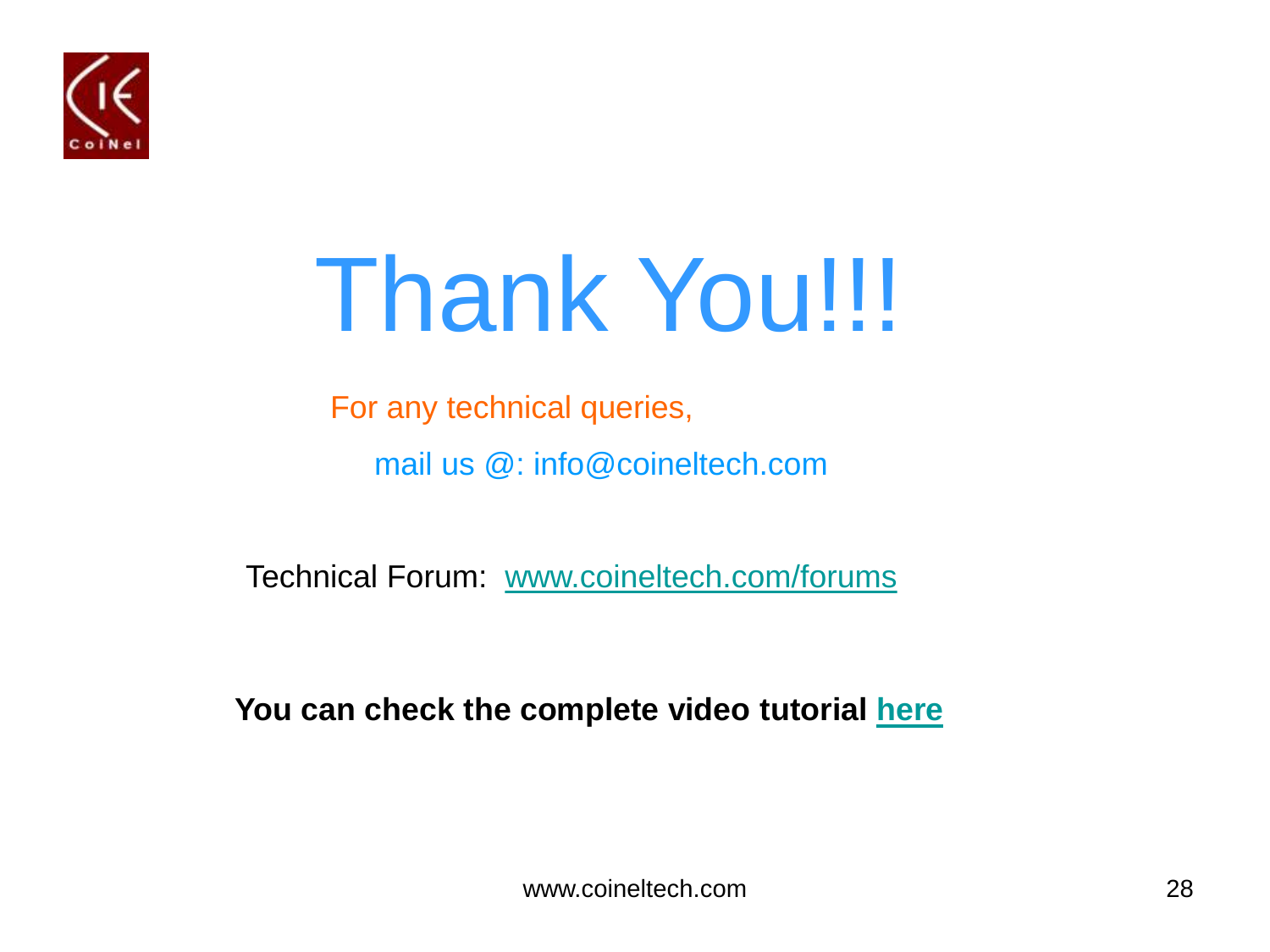# Thank You!!!

For any technical queries,

mail us @: info@coineltech.com

Technical Forum: www.coineltech.com/forums

**You can check the complete video tutorial here**